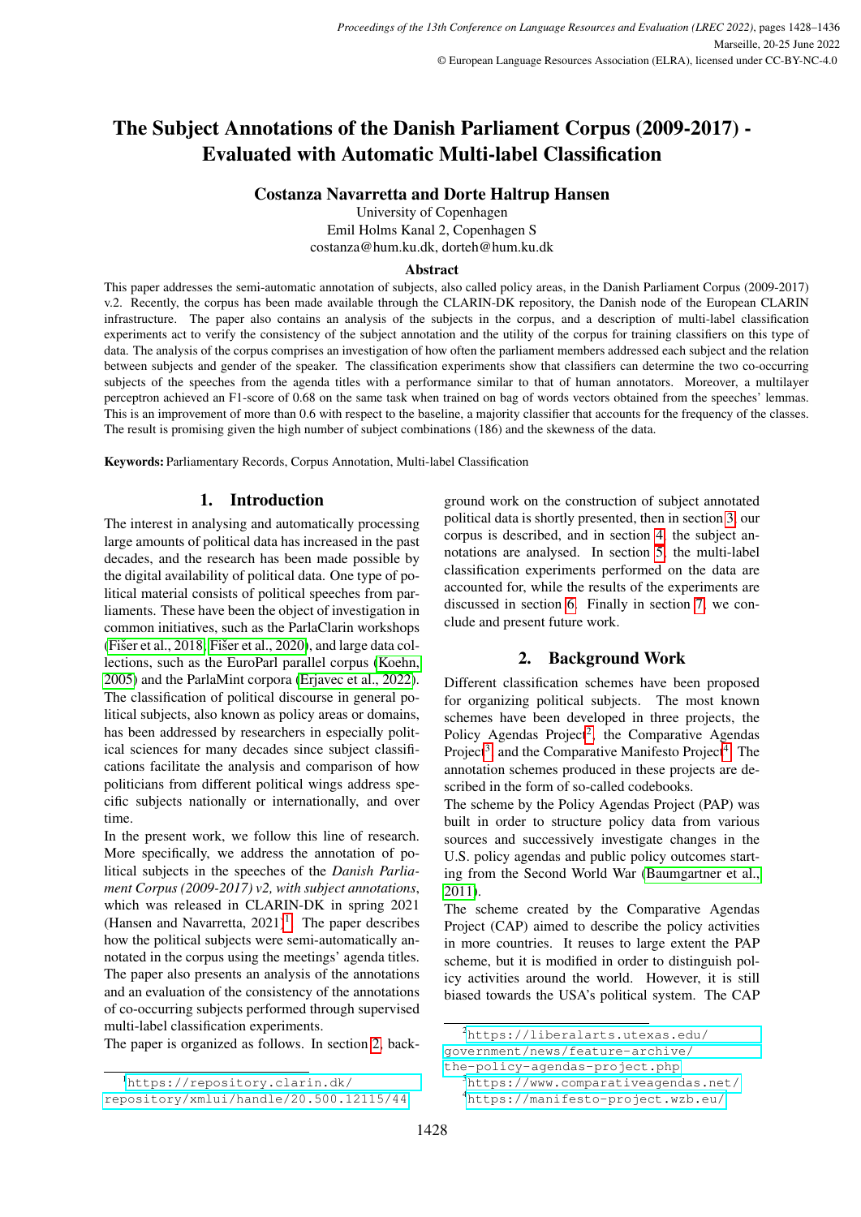# The Subject Annotations of the Danish Parliament Corpus (2009-2017) - Evaluated with Automatic Multi-label Classification

**Costanza Navarretta and Dorte Haltrup Hansen**

University of Copenhagen
Emil Holms Kanal 2, Copenhagen S
costanza@hum.ku.dk, dorteh@hum.ku.dk

### Abstract

This paper addresses the semi-automatic annotation of subjects, also called policy areas, in the Danish Parliament Corpus (2009-2017) v.2. Recently, the corpus has been made available through the CLARIN-DK repository, the Danish node of the European CLARIN infrastructure. The paper also contains an analysis of the subjects in the corpus, and a description of multi-label classification experiments act to verify the consistency of the subject annotation and the utility of the corpus for training classifiers on this type of data. The analysis of the corpus comprises an investigation of how often the parliament members addressed each subject and the relation between subjects and gender of the speaker. The classification experiments show that classifiers can determine the two co-occurring subjects of the speeches from the agenda titles with a performance similar to that of human annotators. Moreover, a multilayer perceptron achieved an F1-score of 0.68 on the same task when trained on bag of words vectors obtained from the speeches' lemmas. This is an improvement of more than 0.6 with respect to the baseline, a majority classifier that accounts for the frequency of the classes. The result is promising given the high number of subject combinations (186) and the skewness of the data.

**Keywords:** Parliamentary Records, Corpus Annotation, Multi-label Classification

## 1. Introduction

The interest in analysing and automatically processing large amounts of political data has increased in the past decades, and the research has been made possible by the digital availability of political data. One type of political material consists of political speeches from parliaments. These have been the object of investigation in common initiatives, such as the ParlaClarin workshops (Fišer et al., 2018; Fišer et al., 2020), and large data collections, such as the EuroParl parallel corpus (Koehn, 2005) and the ParlaMint corpora (Erjavec et al., 2022). The classification of political discourse in general political subjects, also known as policy areas or domains, has been addressed by researchers in especially political sciences for many decades since subject classifications facilitate the analysis and comparison of how politicians from different political wings address specific subjects nationally or internationally, and over time.

In the present work, we follow this line of research. More specifically, we address the annotation of political subjects in the speeches of the *Danish Parliament Corpus (2009-2017) v2, with subject annotations*, which was released in CLARIN-DK in spring 2021 (Hansen and Navarretta, 2021)[1]. The paper describes how the political subjects were semi-automatically annotated in the corpus using the meetings' agenda titles. The paper also presents an analysis of the annotations and an evaluation of the consistency of the annotations of co-occurring subjects performed through supervised multi-label classification experiments.

The paper is organized as follows. In section 2, background work on the construction of subject annotated political data is shortly presented, then in section 3, our corpus is described, and in section 4, the subject annotations are analysed. In section 5, the multi-label classification experiments performed on the data are accounted for, while the results of the experiments are discussed in section 6. Finally in section 7, we conclude and present future work.

## 2. Background Work

Different classification schemes have been proposed for organizing political subjects. The most known schemes have been developed in three projects, the Policy Agendas Project[2], the Comparative Agendas Project[3] and the Comparative Manifesto Project[4]. The annotation schemes produced in these projects are described in the form of so-called codebooks.

The scheme by the Policy Agendas Project (PAP) was built in order to structure policy data from various sources and successively investigate changes in the U.S. policy agendas and public policy outcomes starting from the Second World War (Baumgartner et al., 2011).

The scheme created by the Comparative Agendas Project (CAP) aimed to describe the policy activities in more countries. It reuses to large extent the PAP scheme, but it is modified in order to distinguish policy activities around the world. However, it is still biased towards the USA's political system. The CAP

[1] https://repository.clarin.dk/repository/xmlui/handle/20.500.12115/44

[2] https://liberalarts.utexas.edu/government/news/feature-archive/the-policy-agendas-project.php

[3] https://www.comparativeagendas.net/

[4] https://manifesto-project.wzb.eu/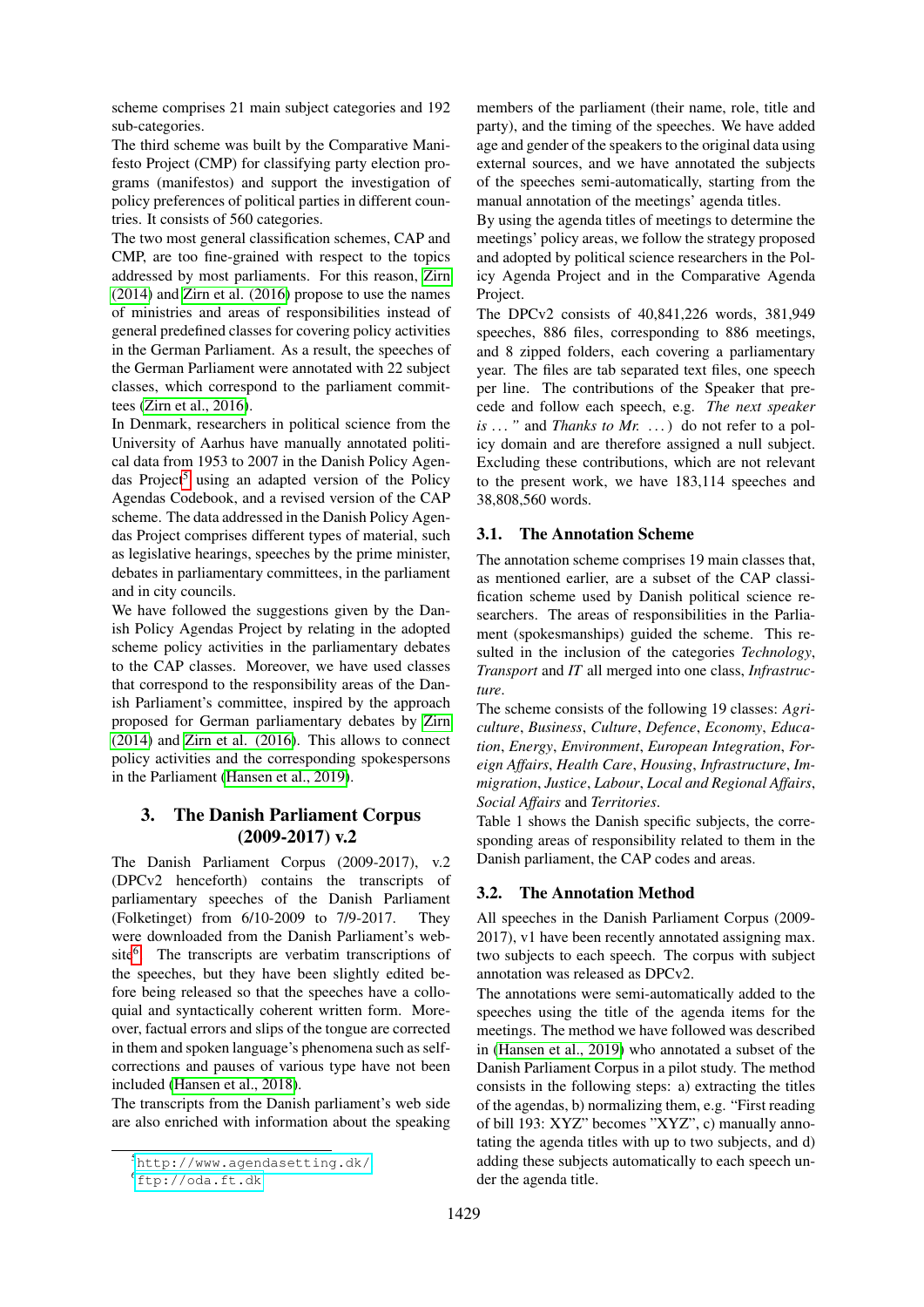scheme comprises 21 main subject categories and 192 sub-categories.

The third scheme was built by the Comparative Manifesto Project (CMP) for classifying party election programs (manifestos) and support the investigation of policy preferences of political parties in different countries. It consists of 560 categories.

The two most general classification schemes, CAP and CMP, are too fine-grained with respect to the topics addressed by most parliaments. For this reason, Zirn (2014) and Zirn et al. (2016) propose to use the names of ministries and areas of responsibilities instead of general predefined classes for covering policy activities in the German Parliament. As a result, the speeches of the German Parliament were annotated with 22 subject classes, which correspond to the parliament committees (Zirn et al., 2016).

In Denmark, researchers in political science from the University of Aarhus have manually annotated political data from 1953 to 2007 in the Danish Policy Agendas Project[5] using an adapted version of the Policy Agendas Codebook, and a revised version of the CAP scheme. The data addressed in the Danish Policy Agendas Project comprises different types of material, such as legislative hearings, speeches by the prime minister, debates in parliamentary committees, in the parliament and in city councils.

We have followed the suggestions given by the Danish Policy Agendas Project by relating in the adopted scheme policy activities in the parliamentary debates to the CAP classes. Moreover, we have used classes that correspond to the responsibility areas of the Danish Parliament's committee, inspired by the approach proposed for German parliamentary debates by Zirn (2014) and Zirn et al. (2016). This allows to connect policy activities and the corresponding spokespersons in the Parliament (Hansen et al., 2019).

## 3. The Danish Parliament Corpus (2009-2017) v.2

The Danish Parliament Corpus (2009-2017), v.2 (DPCv2 henceforth) contains the transcripts of parliamentary speeches of the Danish Parliament (Folketinget) from 6/10-2009 to 7/9-2017. They were downloaded from the Danish Parliament's website[6]. The transcripts are verbatim transcriptions of the speeches, but they have been slightly edited before being released so that the speeches have a colloquial and syntactically coherent written form. Moreover, factual errors and slips of the tongue are corrected in them and spoken language's phenomena such as self-corrections and pauses of various type have not been included (Hansen et al., 2018).

The transcripts from the Danish parliament's web side are also enriched with information about the speaking members of the parliament (their name, role, title and party), and the timing of the speeches. We have added age and gender of the speakers to the original data using external sources, and we have annotated the subjects of the speeches semi-automatically, starting from the manual annotation of the meetings' agenda titles.

By using the agenda titles of meetings to determine the meetings' policy areas, we follow the strategy proposed and adopted by political science researchers in the Policy Agenda Project and in the Comparative Agenda Project.

The DPCv2 consists of 40,841,226 words, 381,949 speeches, 886 files, corresponding to 886 meetings, and 8 zipped folders, each covering a parliamentary year. The files are tab separated text files, one speech per line. The contributions of the Speaker that precede and follow each speech, e.g. *The next speaker is ... "* and *Thanks to Mr. ...*) do not refer to a policy domain and are therefore assigned a null subject. Excluding these contributions, which are not relevant to the present work, we have 183,114 speeches and 38,808,560 words.

### 3.1. The Annotation Scheme

The annotation scheme comprises 19 main classes that, as mentioned earlier, are a subset of the CAP classification scheme used by Danish political science researchers. The areas of responsibilities in the Parliament (spokesmanships) guided the scheme. This resulted in the inclusion of the categories *Technology*, *Transport* and *IT* all merged into one class, *Infrastructure*.

The scheme consists of the following 19 classes: *Agriculture*, *Business*, *Culture*, *Defence*, *Economy*, *Education*, *Energy*, *Environment*, *European Integration*, *Foreign Affairs*, *Health Care*, *Housing*, *Infrastructure*, *Immigration*, *Justice*, *Labour*, *Local and Regional Affairs*, *Social Affairs* and *Territories*.

Table 1 shows the Danish specific subjects, the corresponding areas of responsibility related to them in the Danish parliament, the CAP codes and areas.

### 3.2. The Annotation Method

All speeches in the Danish Parliament Corpus (2009-2017), v1 have been recently annotated assigning max. two subjects to each speech. The corpus with subject annotation was released as DPCv2.

The annotations were semi-automatically added to the speeches using the title of the agenda items for the meetings. The method we have followed was described in (Hansen et al., 2019) who annotated a subset of the Danish Parliament Corpus in a pilot study. The method consists in the following steps: a) extracting the titles of the agendas, b) normalizing them, e.g. "First reading of bill 193: XYZ" becomes "XYZ", c) manually annotating the agenda titles with up to two subjects, and d) adding these subjects automatically to each speech under the agenda title.

[5] http://www.agendasetting.dk/

[6] ftp://oda.ft.dk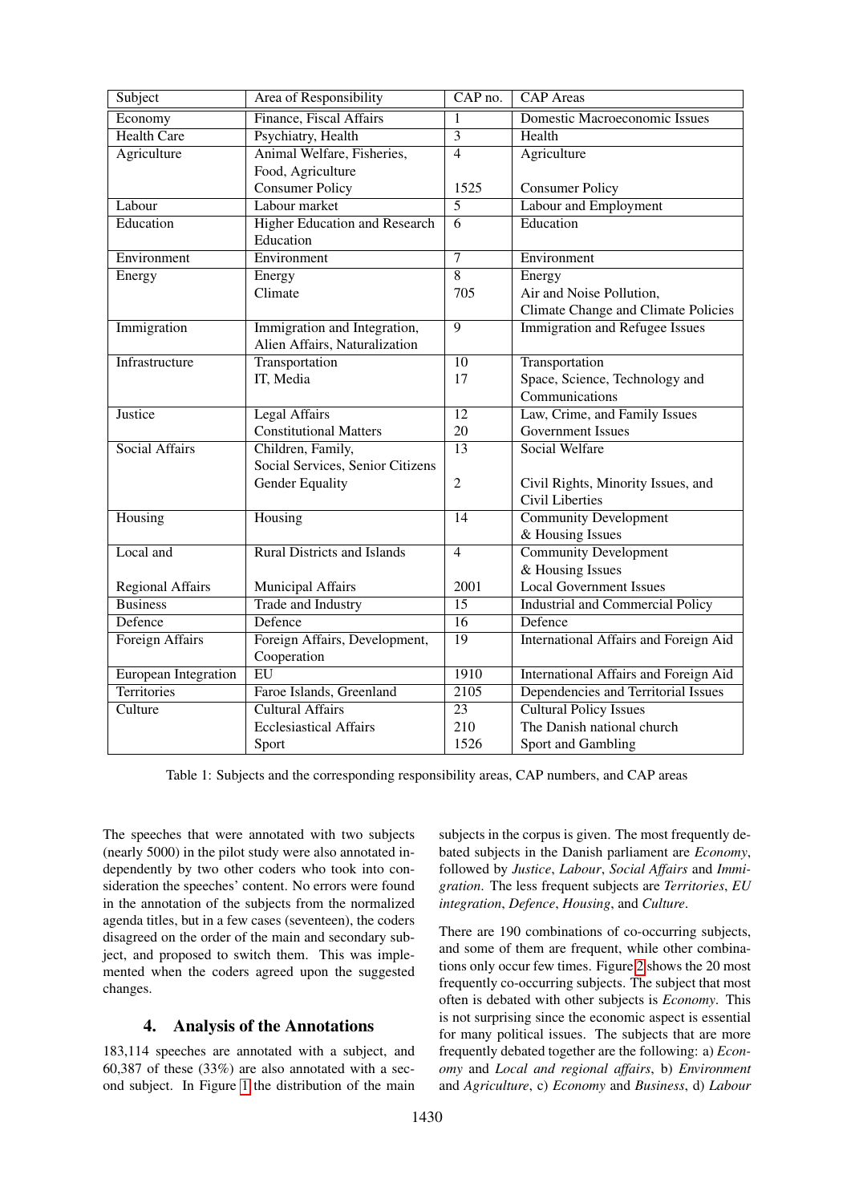| Subject | Area of Responsibility | CAP no. | CAP Areas |
|---|---|---|---|
| Economy | Finance, Fiscal Affairs | 1 | Domestic Macroeconomic Issues |
| Health Care | Psychiatry, Health | 3 | Health |
| Agriculture | Animal Welfare, Fisheries, Food, Agriculture | 4 | Agriculture |
| | Consumer Policy | 1525 | Consumer Policy |
| Labour | Labour market | 5 | Labour and Employment |
| Education | Higher Education and Research Education | 6 | Education |
| Environment | Environment | 7 | Environment |
| Energy | Energy | 8 | Energy |
| | Climate | 705 | Air and Noise Pollution, Climate Change and Climate Policies |
| Immigration | Immigration and Integration, Alien Affairs, Naturalization | 9 | Immigration and Refugee Issues |
| Infrastructure | Transportation | 10 | Transportation |
| | IT, Media | 17 | Space, Science, Technology and Communications |
| Justice | Legal Affairs | 12 | Law, Crime, and Family Issues |
| | Constitutional Matters | 20 | Government Issues |
| Social Affairs | Children, Family, Social Services, Senior Citizens | 13 | Social Welfare |
| | Gender Equality | 2 | Civil Rights, Minority Issues, and Civil Liberties |
| Housing | Housing | 14 | Community Development & Housing Issues |
| Local and | Rural Districts and Islands | 4 | Community Development & Housing Issues |
| Regional Affairs | Municipal Affairs | 2001 | Local Government Issues |
| Business | Trade and Industry | 15 | Industrial and Commercial Policy |
| Defence | Defence | 16 | Defence |
| Foreign Affairs | Foreign Affairs, Development, Cooperation | 19 | International Affairs and Foreign Aid |
| European Integration | EU | 1910 | International Affairs and Foreign Aid |
| Territories | Faroe Islands, Greenland | 2105 | Dependencies and Territorial Issues |
| Culture | Cultural Affairs | 23 | Cultural Policy Issues |
| | Ecclesiastical Affairs | 210 | The Danish national church |
| | Sport | 1526 | Sport and Gambling |

Table 1: Subjects and the corresponding responsibility areas, CAP numbers, and CAP areas

The speeches that were annotated with two subjects (nearly 5000) in the pilot study were also annotated independently by two other coders who took into consideration the speeches' content. No errors were found in the annotation of the subjects from the normalized agenda titles, but in a few cases (seventeen), the coders disagreed on the order of the main and secondary subject, and proposed to switch them. This was implemented when the coders agreed upon the suggested changes.

## 4. Analysis of the Annotations

183,114 speeches are annotated with a subject, and 60,387 of these (33%) are also annotated with a second subject. In Figure 1 the distribution of the main subjects in the corpus is given. The most frequently debated subjects in the Danish parliament are *Economy*, followed by *Justice*, *Labour*, *Social Affairs* and *Immigration*. The less frequent subjects are *Territories*, *EU integration*, *Defence*, *Housing*, and *Culture*.

There are 190 combinations of co-occurring subjects, and some of them are frequent, while other combinations only occur few times. Figure 2 shows the 20 most frequently co-occurring subjects. The subject that most often is debated with other subjects is *Economy*. This is not surprising since the economic aspect is essential for many political issues. The subjects that are more frequently debated together are the following: a) *Economy* and *Local and regional affairs*, b) *Environment* and *Agriculture*, c) *Economy* and *Business*, d) *Labour*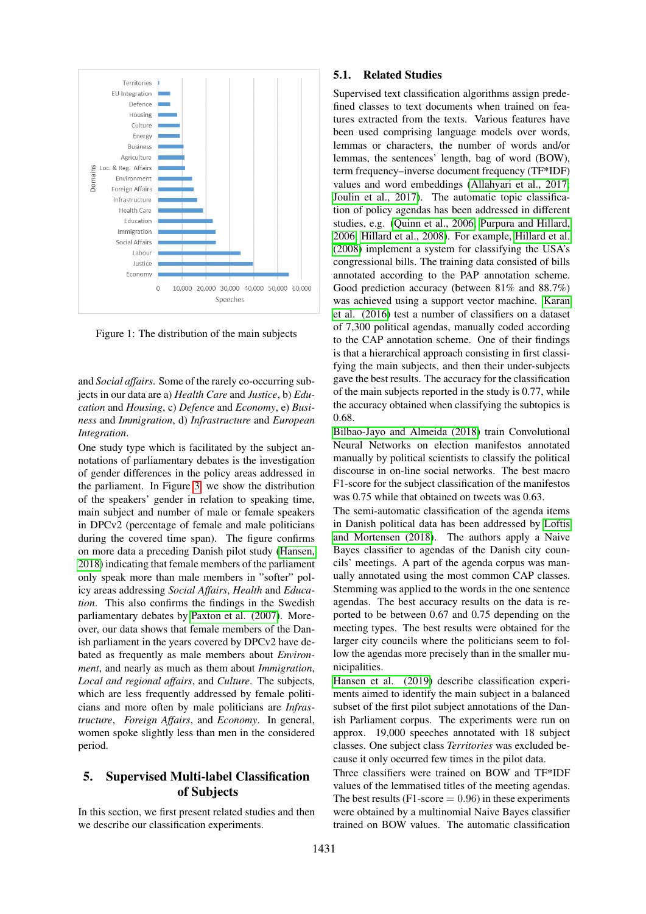Figure 1: The distribution of the main subjects

and *Social affairs*. Some of the rarely co-occurring subjects in our data are a) *Health Care* and *Justice*, b) *Education* and *Housing*, c) *Defence* and *Economy*, e) *Business* and *Immigration*, d) *Infrastructure* and *European Integration*.

One study type which is facilitated by the subject annotations of parliamentary debates is the investigation of gender differences in the policy areas addressed in the parliament. In Figure 3 we show the distribution of the speakers' gender in relation to speaking time, main subject and number of male or female speakers in DPCv2 (percentage of female and male politicians during the covered time span). The figure confirms on more data a preceding Danish pilot study (Hansen, 2018) indicating that female members of the parliament only speak more than male members in "softer" policy areas addressing *Social Affairs*, *Health* and *Education*. This also confirms the findings in the Swedish parliamentary debates by Paxton et al. (2007). Moreover, our data shows that female members of the Danish parliament in the years covered by DPCv2 have debated as frequently as male members about *Environment*, and nearly as much as them about *Immigration*, *Local and regional affairs*, and *Culture*. The subjects, which are less frequently addressed by female politicians and more often by male politicians are *Infrastructure*, *Foreign Affairs*, and *Economy*. In general, women spoke slightly less than men in the considered period.

## 5. Supervised Multi-label Classification of Subjects

In this section, we first present related studies and then we describe our classification experiments.

### 5.1. Related Studies

Supervised text classification algorithms assign predefined classes to text documents when trained on features extracted from the texts. Various features have been used comprising language models over words, lemmas or characters, the number of words and/or lemmas, the sentences' length, bag of word (BOW), term frequency–inverse document frequency (TF*IDF) values and word embeddings (Allahyari et al., 2017; Joulin et al., 2017). The automatic topic classification of policy agendas has been addressed in different studies, e.g. (Quinn et al., 2006; Purpura and Hillard, 2006; Hillard et al., 2008). For example, Hillard et al. (2008) implement a system for classifying the USA's congressional bills. The training data consisted of bills annotated according to the PAP annotation scheme. Good prediction accuracy (between 81% and 88.7%) was achieved using a support vector machine. Karan et al. (2016) test a number of classifiers on a dataset of 7,300 political agendas, manually coded according to the CAP annotation scheme. One of their findings is that a hierarchical approach consisting in first classifying the main subjects, and then their under-subjects gave the best results. The accuracy for the classification of the main subjects reported in the study is 0.77, while the accuracy obtained when classifying the subtopics is 0.68.

Bilbao-Jayo and Almeida (2018) train Convolutional Neural Networks on election manifestos annotated manually by political scientists to classify the political discourse in on-line social networks. The best macro F1-score for the subject classification of the manifestos was 0.75 while that obtained on tweets was 0.63.

The semi-automatic classification of the agenda items in Danish political data has been addressed by Loftis and Mortensen (2018). The authors apply a Naive Bayes classifier to agendas of the Danish city councils' meetings. A part of the agenda corpus was manually annotated using the most common CAP classes. Stemming was applied to the words in the one sentence agendas. The best accuracy results on the data is reported to be between 0.67 and 0.75 depending on the meeting types. The best results were obtained for the larger city councils where the politicians seem to follow the agendas more precisely than in the smaller municipalities.

Hansen et al. (2019) describe classification experiments aimed to identify the main subject in a balanced subset of the first pilot subject annotations of the Danish Parliament corpus. The experiments were run on approx. 19,000 speeches annotated with 18 subject classes. One subject class *Territories* was excluded because it only occurred few times in the pilot data.

Three classifiers were trained on BOW and TF*IDF values of the lemmatised titles of the meeting agendas. The best results (F1-score = 0.96) in these experiments were obtained by a multinomial Naive Bayes classifier trained on BOW values. The automatic classification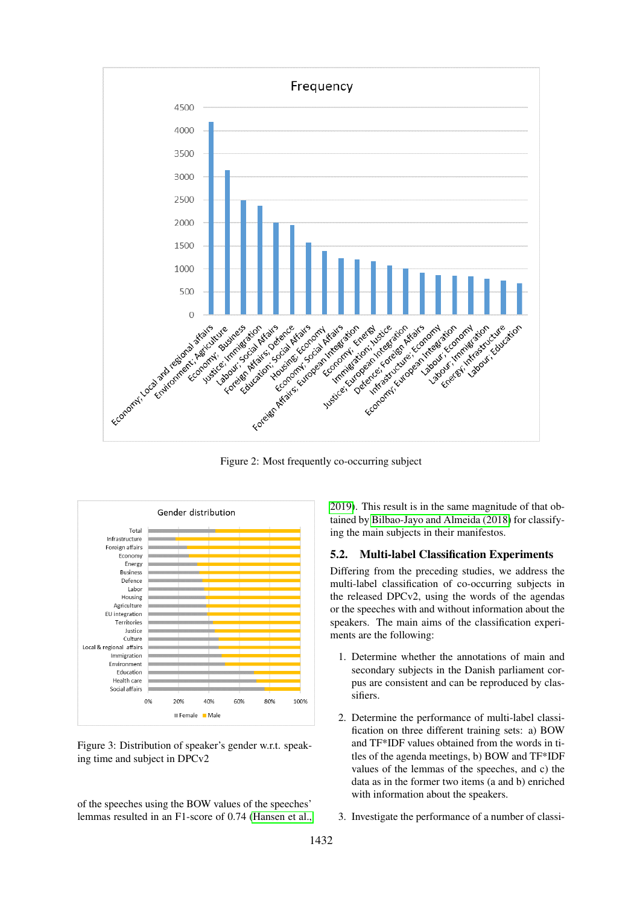Figure 2: Most frequently co-occurring subject

Figure 3: Distribution of speaker's gender w.r.t. speaking time and subject in DPCv2

of the speeches using the BOW values of the speeches' lemmas resulted in an F1-score of 0.74 (Hansen et al., 2019). This result is in the same magnitude of that obtained by Bilbao-Jayo and Almeida (2018) for classifying the main subjects in their manifestos.

### 5.2. Multi-label Classification Experiments

Differing from the preceding studies, we address the multi-label classification of co-occurring subjects in the released DPCv2, using the words of the agendas or the speeches with and without information about the speakers. The main aims of the classification experiments are the following:

1. Determine whether the annotations of main and secondary subjects in the Danish parliament corpus are consistent and can be reproduced by classifiers.
2. Determine the performance of multi-label classification on three different training sets: a) BOW and TF*IDF values obtained from the words in titles of the agenda meetings, b) BOW and TF*IDF values of the lemmas of the speeches, and c) the data as in the former two items (a and b) enriched with information about the speakers.
3. Investigate the performance of a number of classi-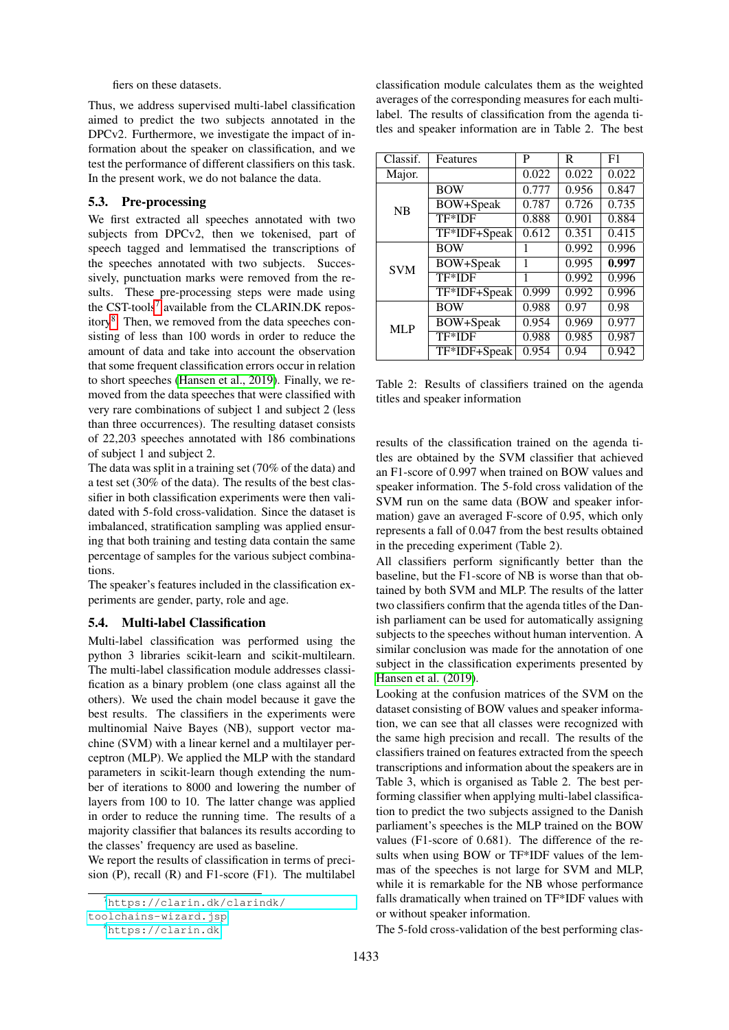fiers on these datasets.

Thus, we address supervised multi-label classification aimed to predict the two subjects annotated in the DPCv2. Furthermore, we investigate the impact of information about the speaker on classification, and we test the performance of different classifiers on this task. In the present work, we do not balance the data.

## 5.3. Pre-processing

We first extracted all speeches annotated with two subjects from DPCv2, then we tokenised, part of speech tagged and lemmatised the transcriptions of the speeches annotated with two subjects. Successively, punctuation marks were removed from the results. These pre-processing steps were made using the CST-tools[7] available from the CLARIN.DK repository[8]. Then, we removed from the data speeches consisting of less than 100 words in order to reduce the amount of data and take into account the observation that some frequent classification errors occur in relation to short speeches (Hansen et al., 2019). Finally, we removed from the data speeches that were classified with very rare combinations of subject 1 and subject 2 (less than three occurrences). The resulting dataset consists of 22,203 speeches annotated with 186 combinations of subject 1 and subject 2.

The data was split in a training set (70% of the data) and a test set (30% of the data). The results of the best classifier in both classification experiments were then validated with 5-fold cross-validation. Since the dataset is imbalanced, stratification sampling was applied ensuring that both training and testing data contain the same percentage of samples for the various subject combinations.

The speaker's features included in the classification experiments are gender, party, role and age.

## 5.4. Multi-label Classification

Multi-label classification was performed using the python 3 libraries scikit-learn and scikit-multilearn. The multi-label classification module addresses classification as a binary problem (one class against all the others). We used the chain model because it gave the best results. The classifiers in the experiments were multinomial Naive Bayes (NB), support vector machine (SVM) with a linear kernel and a multilayer perceptron (MLP). We applied the MLP with the standard parameters in scikit-learn though extending the number of iterations to 8000 and lowering the number of layers from 100 to 10. The latter change was applied in order to reduce the running time. The results of a majority classifier that balances its results according to the classes' frequency are used as baseline.

We report the results of classification in terms of precision (P), recall (R) and F1-score (F1). The multilabel classification module calculates them as the weighted averages of the corresponding measures for each multilabel. The results of classification from the agenda titles and speaker information are in Table 2. The best

| Classif. | Features | P | R | F1 |
|---|---|---|---|---|
| Major. | | 0.022 | 0.022 | 0.022 |
| NB | BOW | 0.777 | 0.956 | 0.847 |
| | BOW+Speak | 0.787 | 0.726 | 0.735 |
| | TF*IDF | 0.888 | 0.901 | 0.884 |
| | TF*IDF+Speak | 0.612 | 0.351 | 0.415 |
| SVM | BOW | 1 | 0.992 | 0.996 |
| | BOW+Speak | 1 | 0.995 | **0.997** |
| | TF*IDF | 1 | 0.992 | 0.996 |
| | TF*IDF+Speak | 0.999 | 0.992 | 0.996 |
| MLP | BOW | 0.988 | 0.97 | 0.98 |
| | BOW+Speak | 0.954 | 0.969 | 0.977 |
| | TF*IDF | 0.988 | 0.985 | 0.987 |
| | TF*IDF+Speak | 0.954 | 0.94 | 0.942 |

Table 2: Results of classifiers trained on the agenda titles and speaker information

results of the classification trained on the agenda titles are obtained by the SVM classifier that achieved an F1-score of 0.997 when trained on BOW values and speaker information. The 5-fold cross validation of the SVM run on the same data (BOW and speaker information) gave an averaged F-score of 0.95, which only represents a fall of 0.047 from the best results obtained in the preceding experiment (Table 2).

All classifiers perform significantly better than the baseline, but the F1-score of NB is worse than that obtained by both SVM and MLP. The results of the latter two classifiers confirm that the agenda titles of the Danish parliament can be used for automatically assigning subjects to the speeches without human intervention. A similar conclusion was made for the annotation of one subject in the classification experiments presented by Hansen et al. (2019).

Looking at the confusion matrices of the SVM on the dataset consisting of BOW values and speaker information, we can see that all classes were recognized with the same high precision and recall. The results of the classifiers trained on features extracted from the speech transcriptions and information about the speakers are in Table 3, which is organised as Table 2. The best performing classifier when applying multi-label classification to predict the two subjects assigned to the Danish parliament's speeches is the MLP trained on the BOW values (F1-score of 0.681). The difference of the results when using BOW or TF*IDF values of the lemmas of the speeches is not large for SVM and MLP, while it is remarkable for the NB whose performance falls dramatically when trained on TF*IDF values with or without speaker information.

The 5-fold cross-validation of the best performing clas-

[7] https://clarin.dk/clarindk/toolchains-wizard.jsp

[8] https://clarin.dk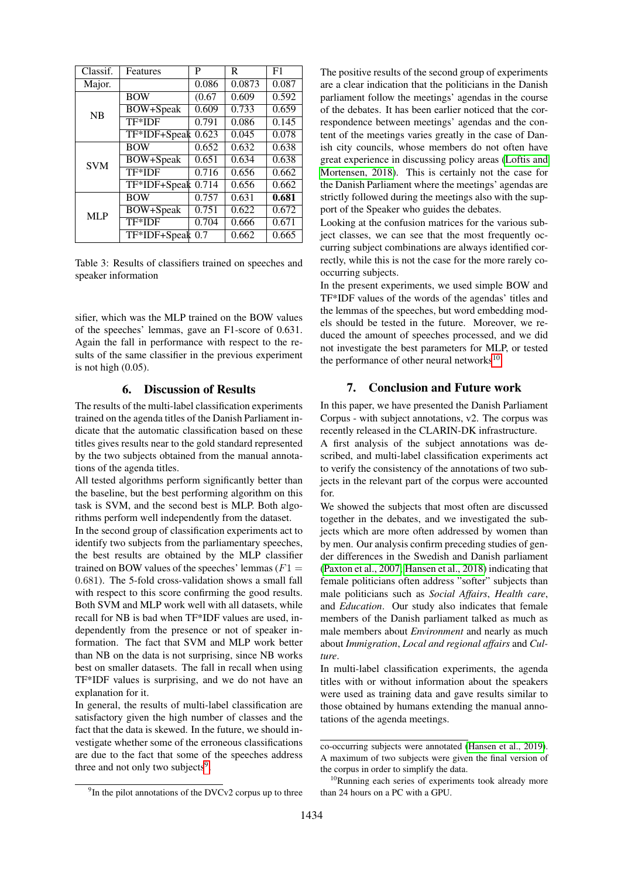| Classif. | Features | P | R | F1 |
|---|---|---|---|---|
| Major. | | 0.086 | 0.0873 | 0.087 |
| NB | BOW | (0.67 | 0.609 | 0.592 |
| | BOW+Speak | 0.609 | 0.733 | 0.659 |
| | TF*IDF | 0.791 | 0.086 | 0.145 |
| | TF*IDF+Speak | 0.623 | 0.045 | 0.078 |
| SVM | BOW | 0.652 | 0.632 | 0.638 |
| | BOW+Speak | 0.651 | 0.634 | 0.638 |
| | TF*IDF | 0.716 | 0.656 | 0.662 |
| | TF*IDF+Speak | 0.714 | 0.656 | 0.662 |
| MLP | BOW | 0.757 | 0.631 | **0.681** |
| | BOW+Speak | 0.751 | 0.622 | 0.672 |
| | TF*IDF | 0.704 | 0.666 | 0.671 |
| | TF*IDF+Speak | 0.7 | 0.662 | 0.665 |

Table 3: Results of classifiers trained on speeches and speaker information

sifier, which was the MLP trained on the BOW values of the speeches' lemmas, gave an F1-score of 0.631. Again the fall in performance with respect to the results of the same classifier in the previous experiment is not high (0.05).

## 6. Discussion of Results

The results of the multi-label classification experiments trained on the agenda titles of the Danish Parliament indicate that the automatic classification based on these titles gives results near to the gold standard represented by the two subjects obtained from the manual annotations of the agenda titles.

All tested algorithms perform significantly better than the baseline, but the best performing algorithm on this task is SVM, and the second best is MLP. Both algorithms perform well independently from the dataset.

In the second group of classification experiments act to identify two subjects from the parliamentary speeches, the best results are obtained by the MLP classifier trained on BOW values of the speeches' lemmas ($F1 = 0.681$). The 5-fold cross-validation shows a small fall with respect to this score confirming the good results. Both SVM and MLP work well with all datasets, while recall for NB is bad when TF*IDF values are used, independently from the presence or not of speaker information. The fact that SVM and MLP work better than NB on the data is not surprising, since NB works best on smaller datasets. The fall in recall when using TF*IDF values is surprising, and we do not have an explanation for it.

In general, the results of multi-label classification are satisfactory given the high number of classes and the fact that the data is skewed. In the future, we should investigate whether some of the erroneous classifications are due to the fact that some of the speeches address three and not only two subjects[9].

The positive results of the second group of experiments are a clear indication that the politicians in the Danish parliament follow the meetings' agendas in the course of the debates. It has been earlier noticed that the correspondence between meetings' agendas and the content of the meetings varies greatly in the case of Danish city councils, whose members do not often have great experience in discussing policy areas (Loftis and Mortensen, 2018). This is certainly not the case for the Danish Parliament where the meetings' agendas are strictly followed during the meetings also with the support of the Speaker who guides the debates.

Looking at the confusion matrices for the various subject classes, we can see that the most frequently occurring subject combinations are always identified correctly, while this is not the case for the more rarely co-occurring subjects.

In the present experiments, we used simple BOW and TF*IDF values of the words of the agendas' titles and the lemmas of the speeches, but word embedding models should be tested in the future. Moreover, we reduced the amount of speeches processed, and we did not investigate the best parameters for MLP, or tested the performance of other neural networks[10].

## 7. Conclusion and Future work

In this paper, we have presented the Danish Parliament Corpus - with subject annotations, v2. The corpus was recently released in the CLARIN-DK infrastructure.

A first analysis of the subject annotations was described, and multi-label classification experiments act to verify the consistency of the annotations of two subjects in the relevant part of the corpus were accounted for.

We showed the subjects that most often are discussed together in the debates, and we investigated the subjects which are more often addressed by women than by men. Our analysis confirm preceding studies of gender differences in the Swedish and Danish parliament (Paxton et al., 2007; Hansen et al., 2018) indicating that female politicians often address "softer" subjects than male politicians such as *Social Affairs*, *Health care*, and *Education*. Our study also indicates that female members of the Danish parliament talked as much as male members about *Environment* and nearly as much about *Immigration*, *Local and regional affairs* and *Culture*.

In multi-label classification experiments, the agenda titles with or without information about the speakers were used as training data and gave results similar to those obtained by humans extending the manual annotations of the agenda meetings.

[9] In the pilot annotations of the DVCv2 corpus up to three co-occurring subjects were annotated (Hansen et al., 2019). A maximum of two subjects were given the final version of the corpus in order to simplify the data.

[10] Running each series of experiments took already more than 24 hours on a PC with a GPU.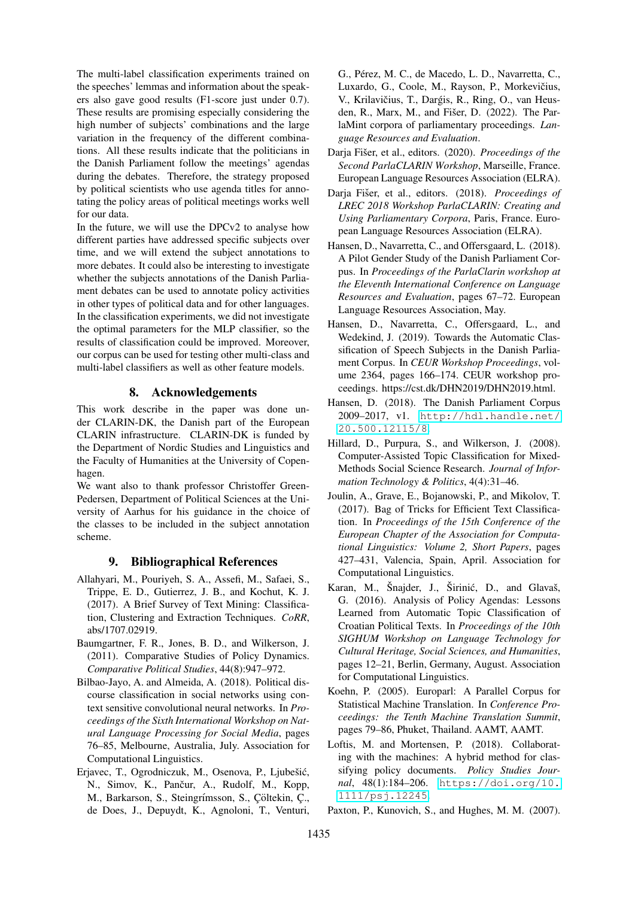The multi-label classification experiments trained on the speeches' lemmas and information about the speakers also gave good results (F1-score just under 0.7). These results are promising especially considering the high number of subjects' combinations and the large variation in the frequency of the different combinations. All these results indicate that the politicians in the Danish Parliament follow the meetings' agendas during the debates. Therefore, the strategy proposed by political scientists who use agenda titles for annotating the policy areas of political meetings works well for our data.

In the future, we will use the DPCv2 to analyse how different parties have addressed specific subjects over time, and we will extend the subject annotations to more debates. It could also be interesting to investigate whether the subjects annotations of the Danish Parliament debates can be used to annotate policy activities in other types of political data and for other languages. In the classification experiments, we did not investigate the optimal parameters for the MLP classifier, so the results of classification could be improved. Moreover, our corpus can be used for testing other multi-class and multi-label classifiers as well as other feature models.

## 8. Acknowledgements

This work describe in the paper was done under CLARIN-DK, the Danish part of the European CLARIN infrastructure. CLARIN-DK is funded by the Department of Nordic Studies and Linguistics and the Faculty of Humanities at the University of Copenhagen.

We want also to thank professor Christoffer Green-Pedersen, Department of Political Sciences at the University of Aarhus for his guidance in the choice of the classes to be included in the subject annotation scheme.

## 9. Bibliographical References

Allahyari, M., Pouriyeh, S. A., Assefi, M., Safaei, S., Trippe, E. D., Gutierrez, J. B., and Kochut, K. J. (2017). A Brief Survey of Text Mining: Classification, Clustering and Extraction Techniques. *CoRR*, abs/1707.02919.

Baumgartner, F. R., Jones, B. D., and Wilkerson, J. (2011). Comparative Studies of Policy Dynamics. *Comparative Political Studies*, 44(8):947–972.

Bilbao-Jayo, A. and Almeida, A. (2018). Political discourse classification in social networks using context sensitive convolutional neural networks. In *Proceedings of the Sixth International Workshop on Natural Language Processing for Social Media*, pages 76–85, Melbourne, Australia, July. Association for Computational Linguistics.

Erjavec, T., Ogrodniczuk, M., Osenova, P., Ljubešić, N., Simov, K., Pančur, A., Rudolf, M., Kopp, M., Barkarson, S., Steingrímsson, S., Çöltekin, Ç., de Does, J., Depuydt, K., Agnoloni, T., Venturi, G., Pérez, M. C., de Macedo, L. D., Navarretta, C., Luxardo, G., Coole, M., Rayson, P., Morkevičius, V., Krilavičius, T., Darģis, R., Ring, O., van Heusden, R., Marx, M., and Fišer, D. (2022). The ParlaMint corpora of parliamentary proceedings. *Language Resources and Evaluation*.

Darja Fišer, et al., editors. (2020). *Proceedings of the Second ParlaCLARIN Workshop*, Marseille, France. European Language Resources Association (ELRA).

Darja Fišer, et al., editors. (2018). *Proceedings of LREC 2018 Workshop ParlaCLARIN: Creating and Using Parliamentary Corpora*, Paris, France. European Language Resources Association (ELRA).

Hansen, D., Navarretta, C., and Offersgaard, L. (2018). A Pilot Gender Study of the Danish Parliament Corpus. In *Proceedings of the ParlaClarin workshop at the Eleventh International Conference on Language Resources and Evaluation*, pages 67–72. European Language Resources Association, May.

Hansen, D., Navarretta, C., Offersgaard, L., and Wedekind, J. (2019). Towards the Automatic Classification of Speech Subjects in the Danish Parliament Corpus. In *CEUR Workshop Proceedings*, volume 2364, pages 166–174. CEUR workshop proceedings. https://cst.dk/DHN2019/DHN2019.html.

Hansen, D. (2018). The Danish Parliament Corpus 2009–2017, v1. http://hdl.handle.net/20.500.12115/8.

Hillard, D., Purpura, S., and Wilkerson, J. (2008). Computer-Assisted Topic Classification for Mixed-Methods Social Science Research. *Journal of Information Technology & Politics*, 4(4):31–46.

Joulin, A., Grave, E., Bojanowski, P., and Mikolov, T. (2017). Bag of Tricks for Efficient Text Classification. In *Proceedings of the 15th Conference of the European Chapter of the Association for Computational Linguistics: Volume 2, Short Papers*, pages 427–431, Valencia, Spain, April. Association for Computational Linguistics.

Karan, M., Šnajder, J., Širinić, D., and Glavaš, G. (2016). Analysis of Policy Agendas: Lessons Learned from Automatic Topic Classification of Croatian Political Texts. In *Proceedings of the 10th SIGHUM Workshop on Language Technology for Cultural Heritage, Social Sciences, and Humanities*, pages 12–21, Berlin, Germany, August. Association for Computational Linguistics.

Koehn, P. (2005). Europarl: A Parallel Corpus for Statistical Machine Translation. In *Conference Proceedings: the Tenth Machine Translation Summit*, pages 79–86, Phuket, Thailand. AAMT, AAMT.

Loftis, M. and Mortensen, P. (2018). Collaborating with the machines: A hybrid method for classifying policy documents. *Policy Studies Journal*, 48(1):184–206. https://doi.org/10.1111/psj.12245.

Paxton, P., Kunovich, S., and Hughes, M. M. (2007).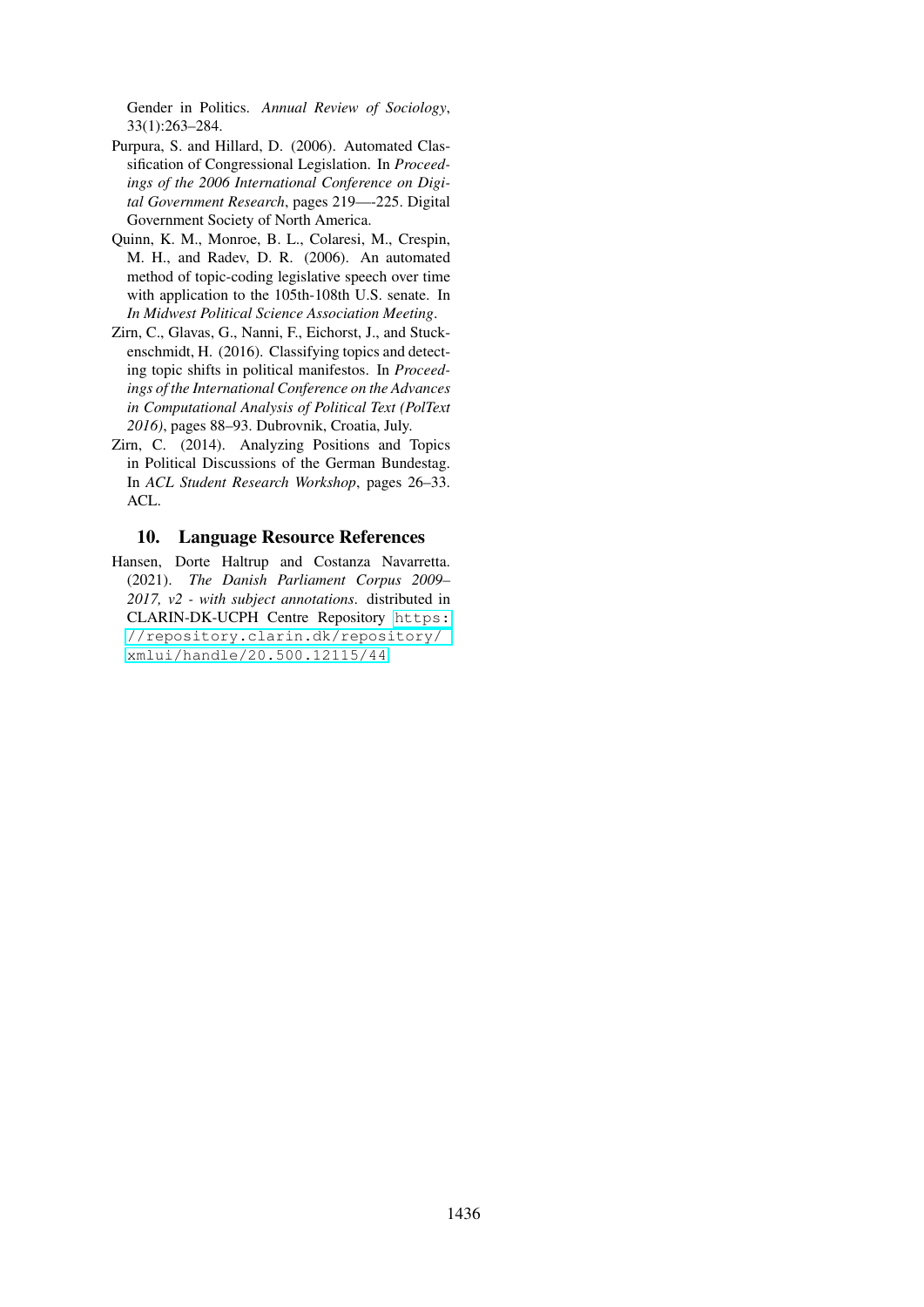Gender in Politics. *Annual Review of Sociology*, 33(1):263–284.

Purpura, S. and Hillard, D. (2006). Automated Classification of Congressional Legislation. In *Proceedings of the 2006 International Conference on Digital Government Research*, pages 219—-225. Digital Government Society of North America.

Quinn, K. M., Monroe, B. L., Colaresi, M., Crespin, M. H., and Radev, D. R. (2006). An automated method of topic-coding legislative speech over time with application to the 105th-108th U.S. senate. In *In Midwest Political Science Association Meeting*.

Zirn, C., Glavas, G., Nanni, F., Eichorst, J., and Stuckenschmidt, H. (2016). Classifying topics and detecting topic shifts in political manifestos. In *Proceedings of the International Conference on the Advances in Computational Analysis of Political Text (PolText 2016)*, pages 88–93. Dubrovnik, Croatia, July.

Zirn, C. (2014). Analyzing Positions and Topics in Political Discussions of the German Bundestag. In *ACL Student Research Workshop*, pages 26–33. ACL.

## 10. Language Resource References

Hansen, Dorte Haltrup and Costanza Navarretta. (2021). *The Danish Parliament Corpus 2009–2017, v2 - with subject annotations*. distributed in CLARIN-DK-UCPH Centre Repository https://repository.clarin.dk/repository/xmlui/handle/20.500.12115/44